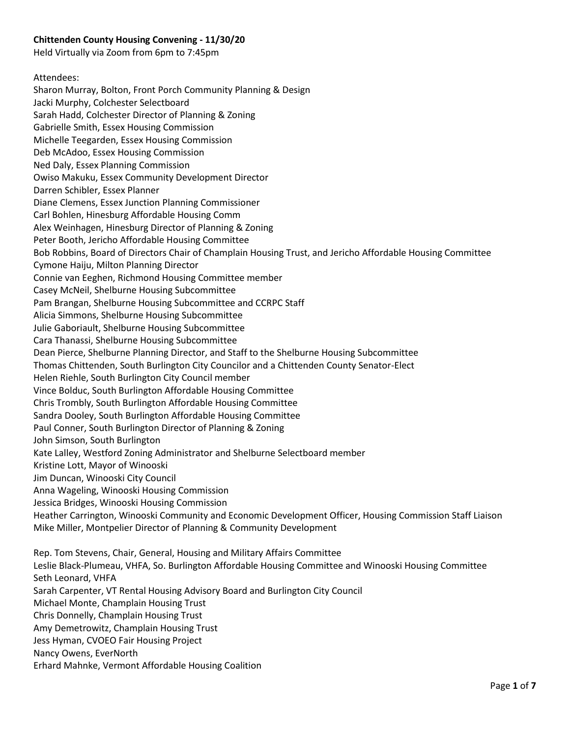**Chittenden County Housing Convening - 11/30/20**

Held Virtually via Zoom from 6pm to 7:45pm

Attendees:

Sharon Murray, Bolton, Front Porch Community Planning & Design
Jacki Murphy, Colchester Selectboard
Sarah Hadd, Colchester Director of Planning & Zoning
Gabrielle Smith, Essex Housing Commission
Michelle Teegarden, Essex Housing Commission
Deb McAdoo, Essex Housing Commission
Ned Daly, Essex Planning Commission
Owiso Makuku, Essex Community Development Director
Darren Schibler, Essex Planner
Diane Clemens, Essex Junction Planning Commissioner
Carl Bohlen, Hinesburg Affordable Housing Comm
Alex Weinhagen, Hinesburg Director of Planning & Zoning
Peter Booth, Jericho Affordable Housing Committee
Bob Robbins, Board of Directors Chair of Champlain Housing Trust, and Jericho Affordable Housing Committee
Cymone Haiju, Milton Planning Director
Connie van Eeghen, Richmond Housing Committee member
Casey McNeil, Shelburne Housing Subcommittee
Pam Brangan, Shelburne Housing Subcommittee and CCRPC Staff
Alicia Simmons, Shelburne Housing Subcommittee
Julie Gaboriault, Shelburne Housing Subcommittee
Cara Thanassi, Shelburne Housing Subcommittee
Dean Pierce, Shelburne Planning Director, and Staff to the Shelburne Housing Subcommittee
Thomas Chittenden, South Burlington City Councilor and a Chittenden County Senator-Elect
Helen Riehle, South Burlington City Council member
Vince Bolduc, South Burlington Affordable Housing Committee
Chris Trombly, South Burlington Affordable Housing Committee
Sandra Dooley, South Burlington Affordable Housing Committee
Paul Conner, South Burlington Director of Planning & Zoning
John Simson, South Burlington
Kate Lalley, Westford Zoning Administrator and Shelburne Selectboard member
Kristine Lott, Mayor of Winooski
Jim Duncan, Winooski City Council
Anna Wageling, Winooski Housing Commission
Jessica Bridges, Winooski Housing Commission
Heather Carrington, Winooski Community and Economic Development Officer, Housing Commission Staff Liaison
Mike Miller, Montpelier Director of Planning & Community Development

Rep. Tom Stevens, Chair, General, Housing and Military Affairs Committee
Leslie Black-Plumeau, VHFA, So. Burlington Affordable Housing Committee and Winooski Housing Committee
Seth Leonard, VHFA
Sarah Carpenter, VT Rental Housing Advisory Board and Burlington City Council
Michael Monte, Champlain Housing Trust
Chris Donnelly, Champlain Housing Trust
Amy Demetrowitz, Champlain Housing Trust
Jess Hyman, CVOEO Fair Housing Project
Nancy Owens, EverNorth
Erhard Mahnke, Vermont Affordable Housing Coalition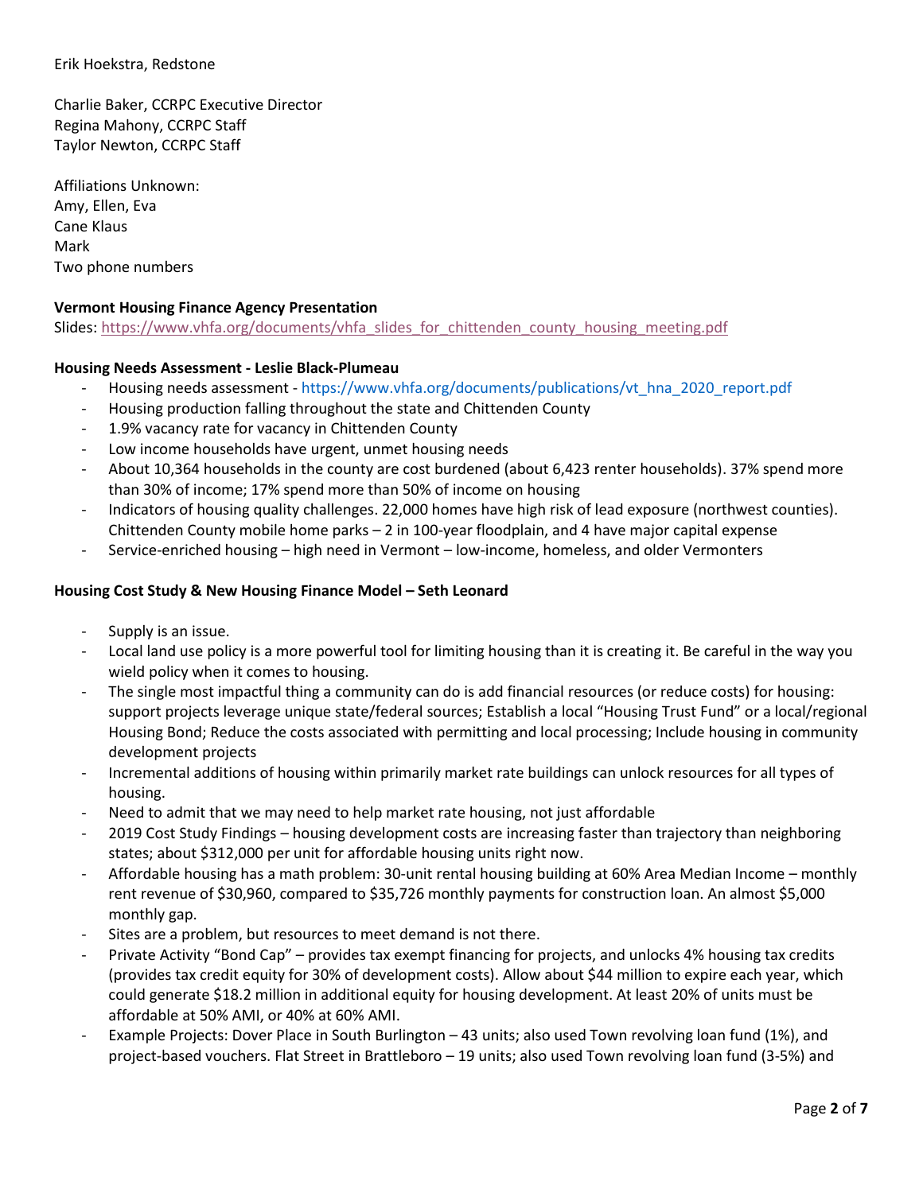Erik Hoekstra, Redstone

Charlie Baker, CCRPC Executive Director
Regina Mahony, CCRPC Staff
Taylor Newton, CCRPC Staff

Affiliations Unknown:
Amy, Ellen, Eva
Cane Klaus
Mark
Two phone numbers

**Vermont Housing Finance Agency Presentation**
Slides: https://www.vhfa.org/documents/vhfa_slides_for_chittenden_county_housing_meeting.pdf

**Housing Needs Assessment - Leslie Black-Plumeau**

- Housing needs assessment - https://www.vhfa.org/documents/publications/vt_hna_2020_report.pdf
- Housing production falling throughout the state and Chittenden County
- 1.9% vacancy rate for vacancy in Chittenden County
- Low income households have urgent, unmet housing needs
- About 10,364 households in the county are cost burdened (about 6,423 renter households). 37% spend more than 30% of income; 17% spend more than 50% of income on housing
- Indicators of housing quality challenges. 22,000 homes have high risk of lead exposure (northwest counties). Chittenden County mobile home parks – 2 in 100-year floodplain, and 4 have major capital expense
- Service-enriched housing – high need in Vermont – low-income, homeless, and older Vermonters

**Housing Cost Study & New Housing Finance Model – Seth Leonard**

- Supply is an issue.
- Local land use policy is a more powerful tool for limiting housing than it is creating it. Be careful in the way you wield policy when it comes to housing.
- The single most impactful thing a community can do is add financial resources (or reduce costs) for housing: support projects leverage unique state/federal sources; Establish a local "Housing Trust Fund" or a local/regional Housing Bond; Reduce the costs associated with permitting and local processing; Include housing in community development projects
- Incremental additions of housing within primarily market rate buildings can unlock resources for all types of housing.
- Need to admit that we may need to help market rate housing, not just affordable
- 2019 Cost Study Findings – housing development costs are increasing faster than trajectory than neighboring states; about $312,000 per unit for affordable housing units right now.
- Affordable housing has a math problem: 30-unit rental housing building at 60% Area Median Income – monthly rent revenue of $30,960, compared to $35,726 monthly payments for construction loan. An almost $5,000 monthly gap.
- Sites are a problem, but resources to meet demand is not there.
- Private Activity "Bond Cap" – provides tax exempt financing for projects, and unlocks 4% housing tax credits (provides tax credit equity for 30% of development costs). Allow about $44 million to expire each year, which could generate $18.2 million in additional equity for housing development. At least 20% of units must be affordable at 50% AMI, or 40% at 60% AMI.
- Example Projects: Dover Place in South Burlington – 43 units; also used Town revolving loan fund (1%), and project-based vouchers. Flat Street in Brattleboro – 19 units; also used Town revolving loan fund (3-5%) and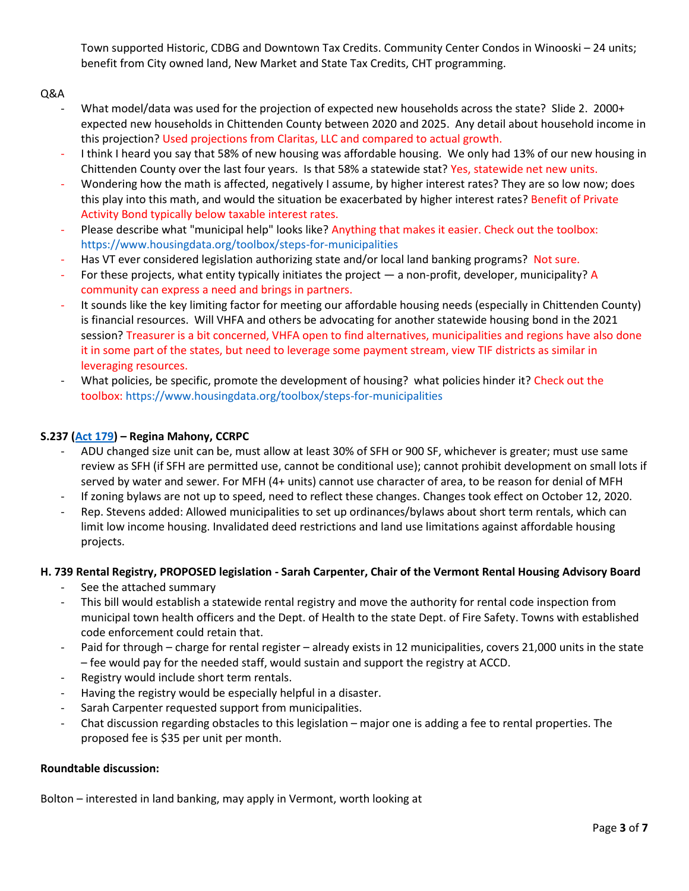Town supported Historic, CDBG and Downtown Tax Credits. Community Center Condos in Winooski – 24 units; benefit from City owned land, New Market and State Tax Credits, CHT programming.

Q&A

- What model/data was used for the projection of expected new households across the state? Slide 2. 2000+ expected new households in Chittenden County between 2020 and 2025. Any detail about household income in this projection? Used projections from Claritas, LLC and compared to actual growth.
- I think I heard you say that 58% of new housing was affordable housing. We only had 13% of our new housing in Chittenden County over the last four years. Is that 58% a statewide stat? Yes, statewide net new units.
- Wondering how the math is affected, negatively I assume, by higher interest rates? They are so low now; does this play into this math, and would the situation be exacerbated by higher interest rates? Benefit of Private Activity Bond typically below taxable interest rates.
- Please describe what "municipal help" looks like? Anything that makes it easier. Check out the toolbox: https://www.housingdata.org/toolbox/steps-for-municipalities
- Has VT ever considered legislation authorizing state and/or local land banking programs? Not sure.
- For these projects, what entity typically initiates the project — a non-profit, developer, municipality? A community can express a need and brings in partners.
- It sounds like the key limiting factor for meeting our affordable housing needs (especially in Chittenden County) is financial resources. Will VHFA and others be advocating for another statewide housing bond in the 2021 session? Treasurer is a bit concerned, VHFA open to find alternatives, municipalities and regions have also done it in some part of the states, but need to leverage some payment stream, view TIF districts as similar in leveraging resources.
- What policies, be specific, promote the development of housing? what policies hinder it? Check out the toolbox: https://www.housingdata.org/toolbox/steps-for-municipalities

**S.237 (Act 179) – Regina Mahony, CCRPC**

- ADU changed size unit can be, must allow at least 30% of SFH or 900 SF, whichever is greater; must use same review as SFH (if SFH are permitted use, cannot be conditional use); cannot prohibit development on small lots if served by water and sewer. For MFH (4+ units) cannot use character of area, to be reason for denial of MFH
- If zoning bylaws are not up to speed, need to reflect these changes. Changes took effect on October 12, 2020.
- Rep. Stevens added: Allowed municipalities to set up ordinances/bylaws about short term rentals, which can limit low income housing. Invalidated deed restrictions and land use limitations against affordable housing projects.

**H. 739 Rental Registry, PROPOSED legislation - Sarah Carpenter, Chair of the Vermont Rental Housing Advisory Board**

- See the attached summary
- This bill would establish a statewide rental registry and move the authority for rental code inspection from municipal town health officers and the Dept. of Health to the state Dept. of Fire Safety. Towns with established code enforcement could retain that.
- Paid for through – charge for rental register – already exists in 12 municipalities, covers 21,000 units in the state – fee would pay for the needed staff, would sustain and support the registry at ACCD.
- Registry would include short term rentals.
- Having the registry would be especially helpful in a disaster.
- Sarah Carpenter requested support from municipalities.
- Chat discussion regarding obstacles to this legislation – major one is adding a fee to rental properties. The proposed fee is $35 per unit per month.

**Roundtable discussion:**

Bolton – interested in land banking, may apply in Vermont, worth looking at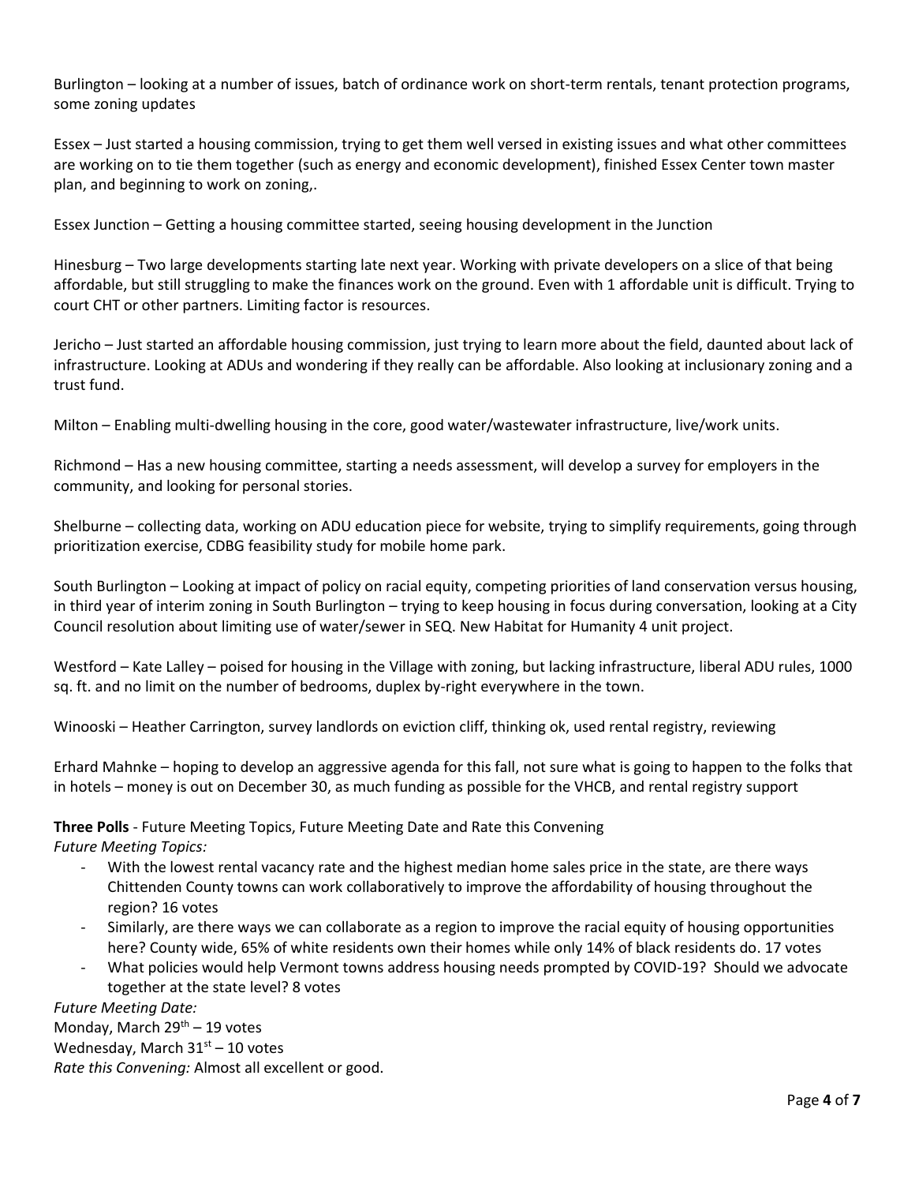Burlington – looking at a number of issues, batch of ordinance work on short-term rentals, tenant protection programs, some zoning updates

Essex – Just started a housing commission, trying to get them well versed in existing issues and what other committees are working on to tie them together (such as energy and economic development), finished Essex Center town master plan, and beginning to work on zoning,.

Essex Junction – Getting a housing committee started, seeing housing development in the Junction

Hinesburg – Two large developments starting late next year. Working with private developers on a slice of that being affordable, but still struggling to make the finances work on the ground. Even with 1 affordable unit is difficult. Trying to court CHT or other partners. Limiting factor is resources.

Jericho – Just started an affordable housing commission, just trying to learn more about the field, daunted about lack of infrastructure. Looking at ADUs and wondering if they really can be affordable. Also looking at inclusionary zoning and a trust fund.

Milton – Enabling multi-dwelling housing in the core, good water/wastewater infrastructure, live/work units.

Richmond – Has a new housing committee, starting a needs assessment, will develop a survey for employers in the community, and looking for personal stories.

Shelburne – collecting data, working on ADU education piece for website, trying to simplify requirements, going through prioritization exercise, CDBG feasibility study for mobile home park.

South Burlington – Looking at impact of policy on racial equity, competing priorities of land conservation versus housing, in third year of interim zoning in South Burlington – trying to keep housing in focus during conversation, looking at a City Council resolution about limiting use of water/sewer in SEQ. New Habitat for Humanity 4 unit project.

Westford – Kate Lalley – poised for housing in the Village with zoning, but lacking infrastructure, liberal ADU rules, 1000 sq. ft. and no limit on the number of bedrooms, duplex by-right everywhere in the town.

Winooski – Heather Carrington, survey landlords on eviction cliff, thinking ok, used rental registry, reviewing

Erhard Mahnke – hoping to develop an aggressive agenda for this fall, not sure what is going to happen to the folks that in hotels – money is out on December 30, as much funding as possible for the VHCB, and rental registry support

**Three Polls** - Future Meeting Topics, Future Meeting Date and Rate this Convening

*Future Meeting Topics:*

- With the lowest rental vacancy rate and the highest median home sales price in the state, are there ways Chittenden County towns can work collaboratively to improve the affordability of housing throughout the region? 16 votes
- Similarly, are there ways we can collaborate as a region to improve the racial equity of housing opportunities here? County wide, 65% of white residents own their homes while only 14% of black residents do. 17 votes
- What policies would help Vermont towns address housing needs prompted by COVID-19? Should we advocate together at the state level? 8 votes

*Future Meeting Date:*

Monday, March 29th – 19 votes

Wednesday, March 31st – 10 votes

*Rate this Convening:* Almost all excellent or good.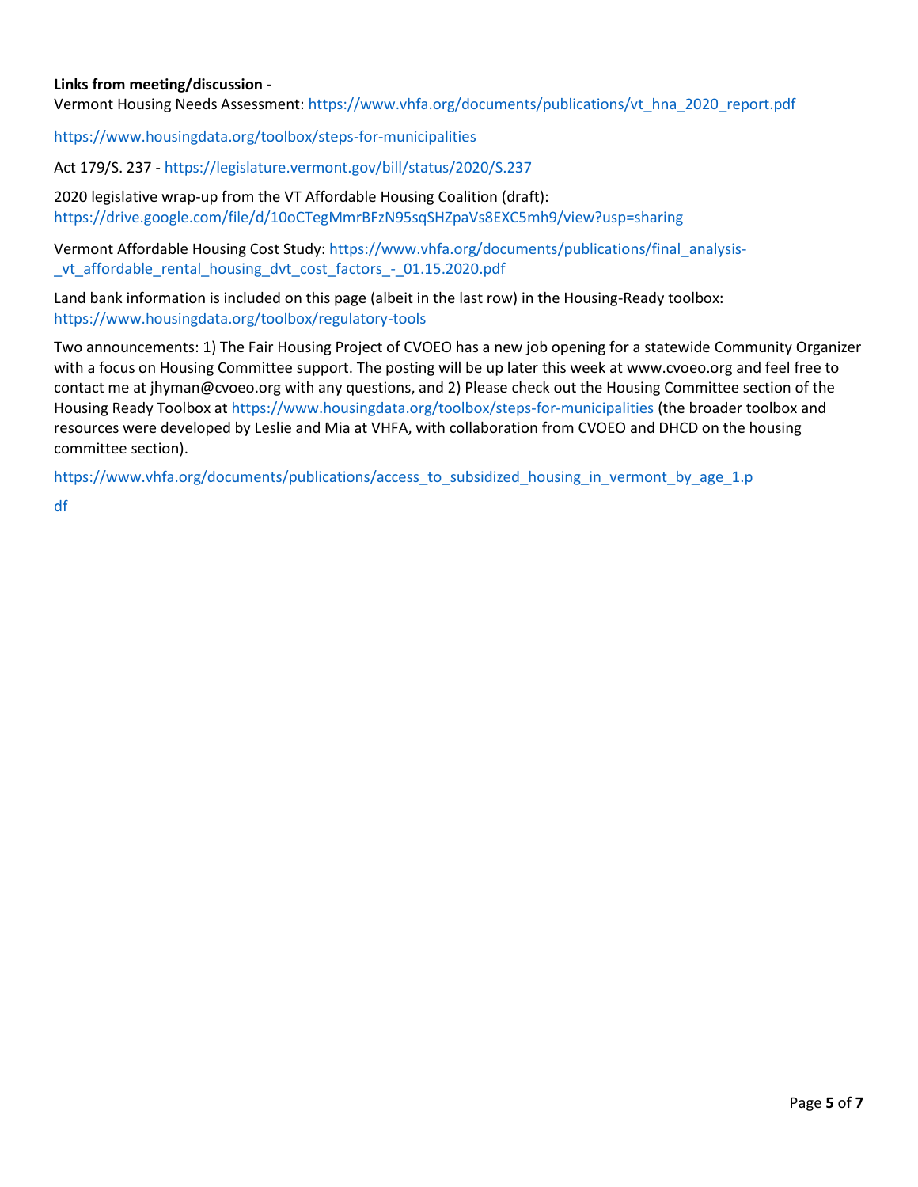**Links from meeting/discussion -**

Vermont Housing Needs Assessment: https://www.vhfa.org/documents/publications/vt_hna_2020_report.pdf

https://www.housingdata.org/toolbox/steps-for-municipalities

Act 179/S. 237 - https://legislature.vermont.gov/bill/status/2020/S.237

2020 legislative wrap-up from the VT Affordable Housing Coalition (draft): https://drive.google.com/file/d/10oCTegMmrBFzN95sqSHZpaVs8EXC5mh9/view?usp=sharing

Vermont Affordable Housing Cost Study: https://www.vhfa.org/documents/publications/final_analysis-_vt_affordable_rental_housing_dvt_cost_factors_-_01.15.2020.pdf

Land bank information is included on this page (albeit in the last row) in the Housing-Ready toolbox: https://www.housingdata.org/toolbox/regulatory-tools

Two announcements: 1) The Fair Housing Project of CVOEO has a new job opening for a statewide Community Organizer with a focus on Housing Committee support. The posting will be up later this week at www.cvoeo.org and feel free to contact me at jhyman@cvoeo.org with any questions, and 2) Please check out the Housing Committee section of the Housing Ready Toolbox at https://www.housingdata.org/toolbox/steps-for-municipalities (the broader toolbox and resources were developed by Leslie and Mia at VHFA, with collaboration from CVOEO and DHCD on the housing committee section).

https://www.vhfa.org/documents/publications/access_to_subsidized_housing_in_vermont_by_age_1.pdf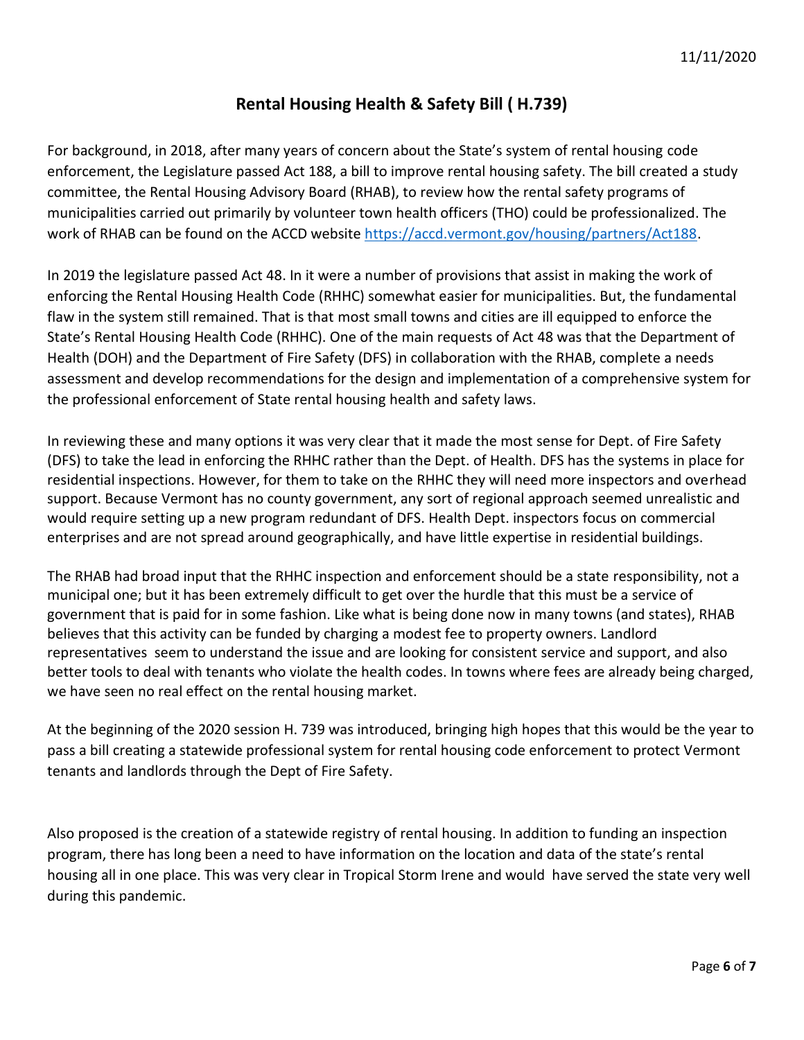11/11/2020

## Rental Housing Health & Safety Bill ( H.739)

For background, in 2018, after many years of concern about the State's system of rental housing code enforcement, the Legislature passed Act 188, a bill to improve rental housing safety. The bill created a study committee, the Rental Housing Advisory Board (RHAB), to review how the rental safety programs of municipalities carried out primarily by volunteer town health officers (THO) could be professionalized. The work of RHAB can be found on the ACCD website https://accd.vermont.gov/housing/partners/Act188.

In 2019 the legislature passed Act 48. In it were a number of provisions that assist in making the work of enforcing the Rental Housing Health Code (RHHC) somewhat easier for municipalities. But, the fundamental flaw in the system still remained. That is that most small towns and cities are ill equipped to enforce the State's Rental Housing Health Code (RHHC). One of the main requests of Act 48 was that the Department of Health (DOH) and the Department of Fire Safety (DFS) in collaboration with the RHAB, complete a needs assessment and develop recommendations for the design and implementation of a comprehensive system for the professional enforcement of State rental housing health and safety laws.

In reviewing these and many options it was very clear that it made the most sense for Dept. of Fire Safety (DFS) to take the lead in enforcing the RHHC rather than the Dept. of Health. DFS has the systems in place for residential inspections. However, for them to take on the RHHC they will need more inspectors and overhead support. Because Vermont has no county government, any sort of regional approach seemed unrealistic and would require setting up a new program redundant of DFS. Health Dept. inspectors focus on commercial enterprises and are not spread around geographically, and have little expertise in residential buildings.

The RHAB had broad input that the RHHC inspection and enforcement should be a state responsibility, not a municipal one; but it has been extremely difficult to get over the hurdle that this must be a service of government that is paid for in some fashion. Like what is being done now in many towns (and states), RHAB believes that this activity can be funded by charging a modest fee to property owners. Landlord representatives seem to understand the issue and are looking for consistent service and support, and also better tools to deal with tenants who violate the health codes. In towns where fees are already being charged, we have seen no real effect on the rental housing market.

At the beginning of the 2020 session H. 739 was introduced, bringing high hopes that this would be the year to pass a bill creating a statewide professional system for rental housing code enforcement to protect Vermont tenants and landlords through the Dept of Fire Safety.

Also proposed is the creation of a statewide registry of rental housing. In addition to funding an inspection program, there has long been a need to have information on the location and data of the state's rental housing all in one place. This was very clear in Tropical Storm Irene and would have served the state very well during this pandemic.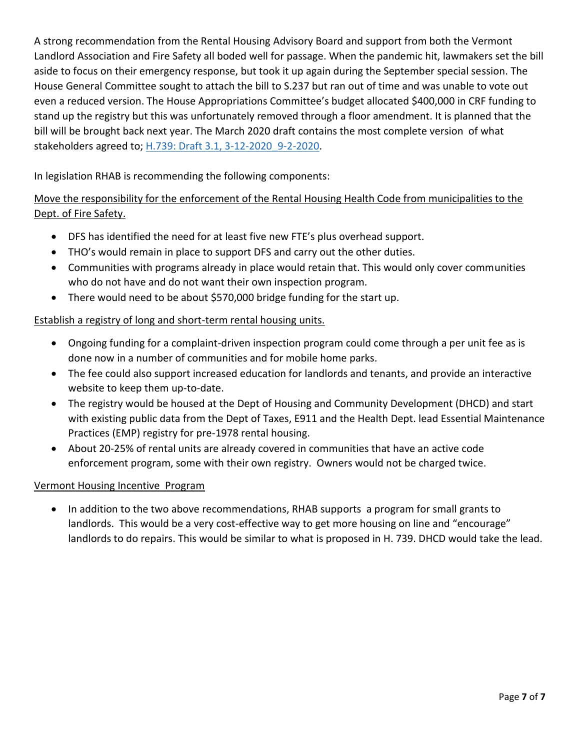A strong recommendation from the Rental Housing Advisory Board and support from both the Vermont Landlord Association and Fire Safety all boded well for passage. When the pandemic hit, lawmakers set the bill aside to focus on their emergency response, but took it up again during the September special session. The House General Committee sought to attach the bill to S.237 but ran out of time and was unable to vote out even a reduced version. The House Appropriations Committee's budget allocated $400,000 in CRF funding to stand up the registry but this was unfortunately removed through a floor amendment. It is planned that the bill will be brought back next year. The March 2020 draft contains the most complete version of what stakeholders agreed to; H.739: Draft 3.1, 3-12-2020_9-2-2020.

In legislation RHAB is recommending the following components:

Move the responsibility for the enforcement of the Rental Housing Health Code from municipalities to the Dept. of Fire Safety.

- DFS has identified the need for at least five new FTE's plus overhead support.
- THO's would remain in place to support DFS and carry out the other duties.
- Communities with programs already in place would retain that. This would only cover communities who do not have and do not want their own inspection program.
- There would need to be about $570,000 bridge funding for the start up.

Establish a registry of long and short-term rental housing units.

- Ongoing funding for a complaint-driven inspection program could come through a per unit fee as is done now in a number of communities and for mobile home parks.
- The fee could also support increased education for landlords and tenants, and provide an interactive website to keep them up-to-date.
- The registry would be housed at the Dept of Housing and Community Development (DHCD) and start with existing public data from the Dept of Taxes, E911 and the Health Dept. lead Essential Maintenance Practices (EMP) registry for pre-1978 rental housing.
- About 20-25% of rental units are already covered in communities that have an active code enforcement program, some with their own registry. Owners would not be charged twice.

Vermont Housing Incentive Program

- In addition to the two above recommendations, RHAB supports a program for small grants to landlords. This would be a very cost-effective way to get more housing on line and "encourage" landlords to do repairs. This would be similar to what is proposed in H. 739. DHCD would take the lead.